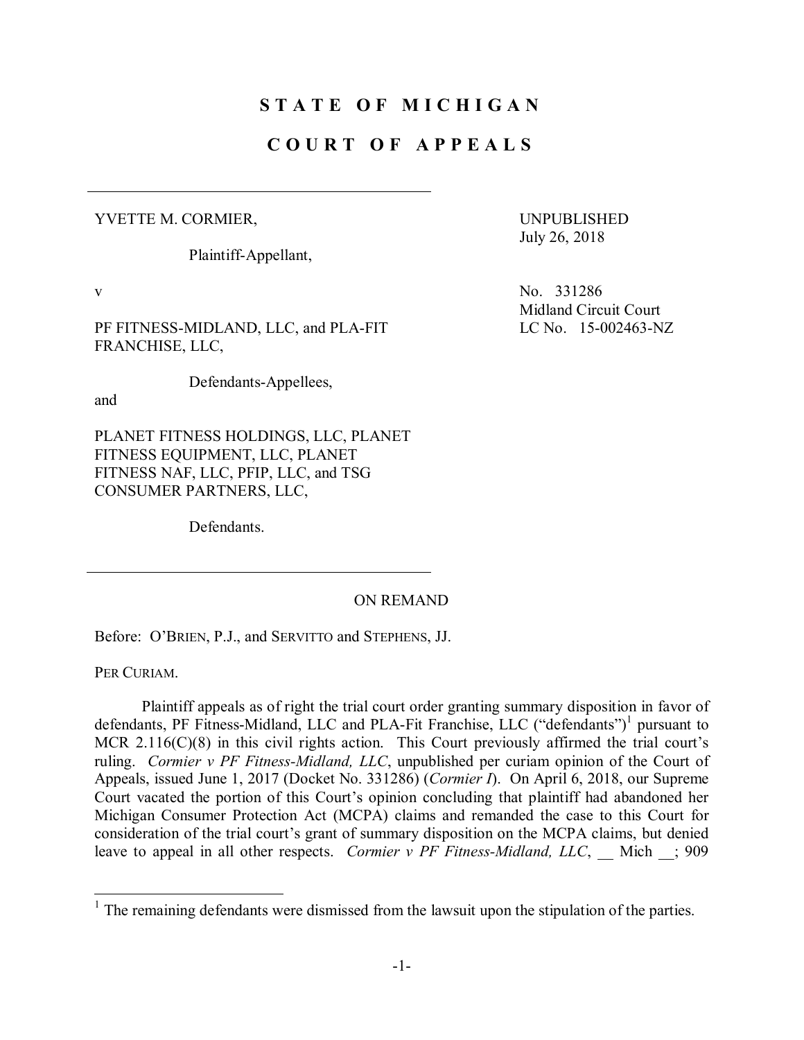# STATE OF MICHIGAN

# COURT OF APPEALS

---

YVETTE M. CORMIER,

Plaintiff-Appellant,

v

PF FITNESS-MIDLAND, LLC, and PLA-FIT FRANCHISE, LLC,

Defendants-Appellees,

and

PLANET FITNESS HOLDINGS, LLC, PLANET FITNESS EQUIPMENT, LLC, PLANET FITNESS NAF, LLC, PFIP, LLC, and TSG CONSUMER PARTNERS, LLC,

Defendants.

---

UNPUBLISHED
July 26, 2018

No. 331286
Midland Circuit Court
LC No. 15-002463-NZ

ON REMAND

Before: O'BRIEN, P.J., and SERVITTO and STEPHENS, JJ.

PER CURIAM.

Plaintiff appeals as of right the trial court order granting summary disposition in favor of defendants, PF Fitness-Midland, LLC and PLA-Fit Franchise, LLC ("defendants")[1] pursuant to MCR 2.116(C)(8) in this civil rights action. This Court previously affirmed the trial court's ruling. *Cormier v PF Fitness-Midland, LLC*, unpublished per curiam opinion of the Court of Appeals, issued June 1, 2017 (Docket No. 331286) (*Cormier I*). On April 6, 2018, our Supreme Court vacated the portion of this Court's opinion concluding that plaintiff had abandoned her Michigan Consumer Protection Act (MCPA) claims and remanded the case to this Court for consideration of the trial court's grant of summary disposition on the MCPA claims, but denied leave to appeal in all other respects. *Cormier v PF Fitness-Midland, LLC*, \_\_ Mich \_\_; 909

---

[1] The remaining defendants were dismissed from the lawsuit upon the stipulation of the parties.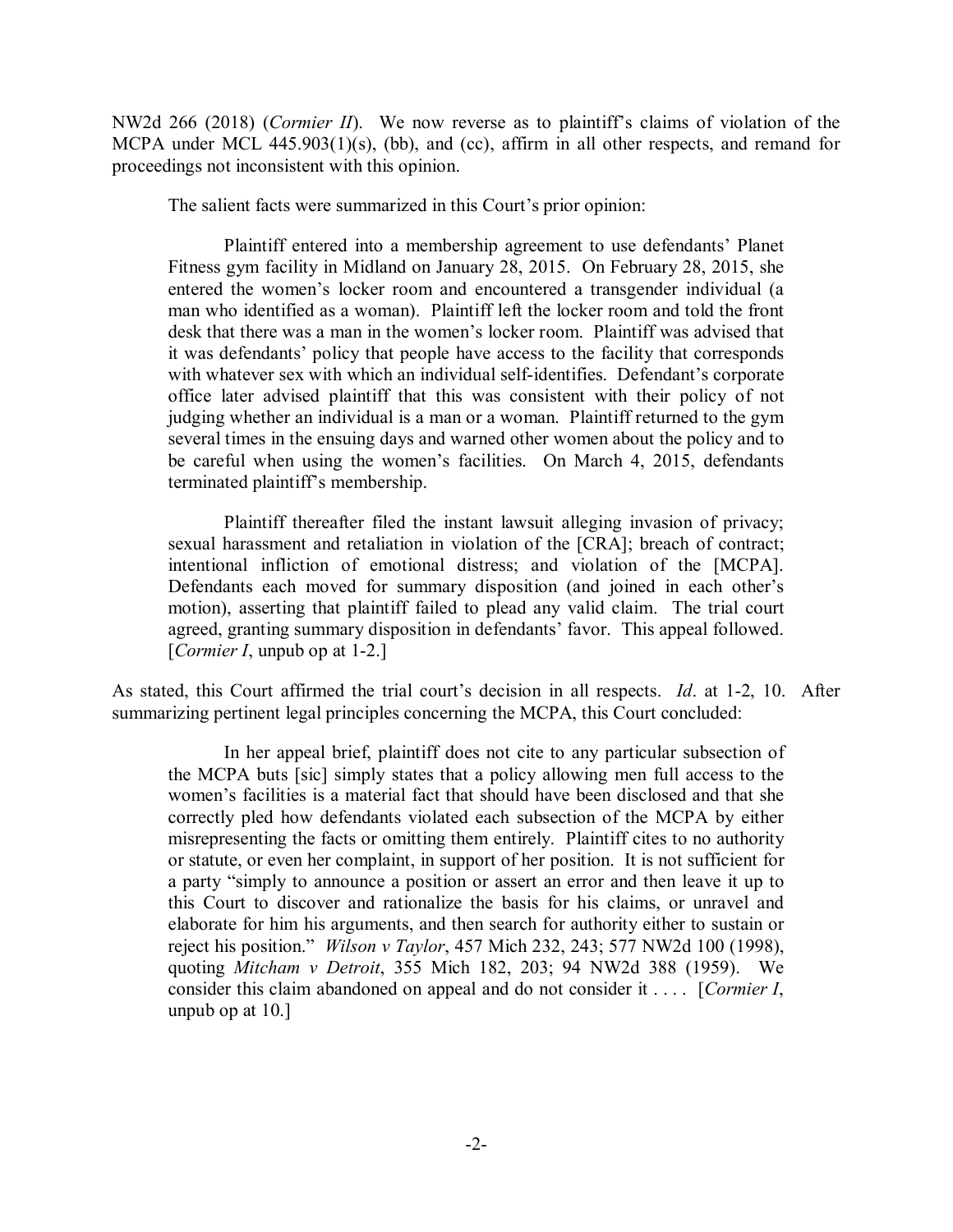NW2d 266 (2018) (*Cormier II*). We now reverse as to plaintiff's claims of violation of the MCPA under MCL 445.903(1)(s), (bb), and (cc), affirm in all other respects, and remand for proceedings not inconsistent with this opinion.

The salient facts were summarized in this Court's prior opinion:

> Plaintiff entered into a membership agreement to use defendants' Planet Fitness gym facility in Midland on January 28, 2015. On February 28, 2015, she entered the women's locker room and encountered a transgender individual (a man who identified as a woman). Plaintiff left the locker room and told the front desk that there was a man in the women's locker room. Plaintiff was advised that it was defendants' policy that people have access to the facility that corresponds with whatever sex with which an individual self-identifies. Defendant's corporate office later advised plaintiff that this was consistent with their policy of not judging whether an individual is a man or a woman. Plaintiff returned to the gym several times in the ensuing days and warned other women about the policy and to be careful when using the women's facilities. On March 4, 2015, defendants terminated plaintiff's membership.
>
> Plaintiff thereafter filed the instant lawsuit alleging invasion of privacy; sexual harassment and retaliation in violation of the [CRA]; breach of contract; intentional infliction of emotional distress; and violation of the [MCPA]. Defendants each moved for summary disposition (and joined in each other's motion), asserting that plaintiff failed to plead any valid claim. The trial court agreed, granting summary disposition in defendants' favor. This appeal followed. [*Cormier I*, unpub op at 1-2.]

As stated, this Court affirmed the trial court's decision in all respects. *Id*. at 1-2, 10. After summarizing pertinent legal principles concerning the MCPA, this Court concluded:

> In her appeal brief, plaintiff does not cite to any particular subsection of the MCPA buts [sic] simply states that a policy allowing men full access to the women's facilities is a material fact that should have been disclosed and that she correctly pled how defendants violated each subsection of the MCPA by either misrepresenting the facts or omitting them entirely. Plaintiff cites to no authority or statute, or even her complaint, in support of her position. It is not sufficient for a party "simply to announce a position or assert an error and then leave it up to this Court to discover and rationalize the basis for his claims, or unravel and elaborate for him his arguments, and then search for authority either to sustain or reject his position." *Wilson v Taylor*, 457 Mich 232, 243; 577 NW2d 100 (1998), quoting *Mitcham v Detroit*, 355 Mich 182, 203; 94 NW2d 388 (1959). We consider this claim abandoned on appeal and do not consider it . . . . [*Cormier I*, unpub op at 10.]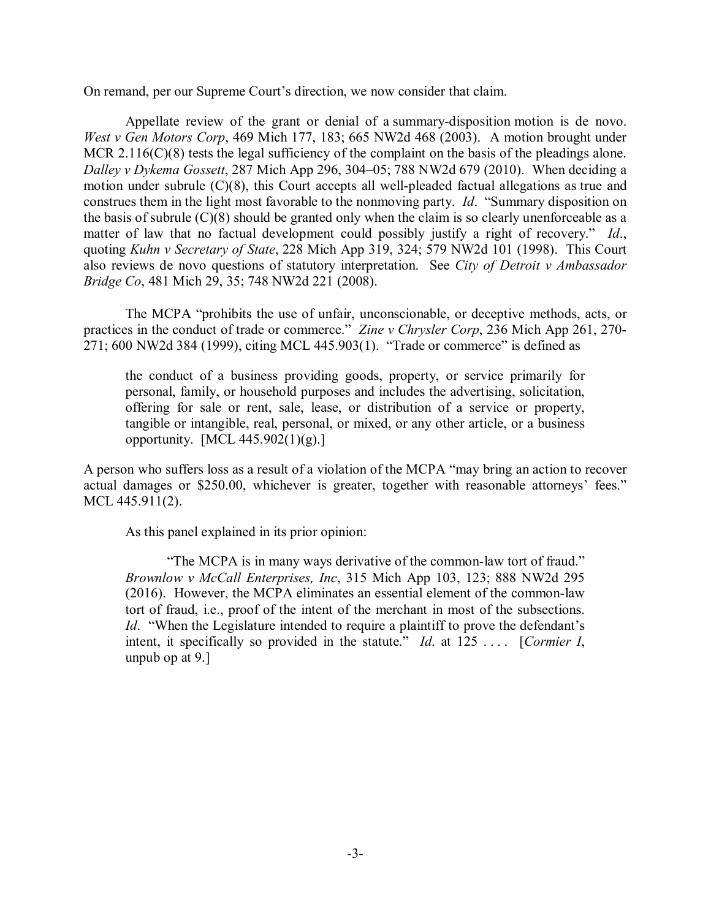On remand, per our Supreme Court's direction, we now consider that claim.

Appellate review of the grant or denial of a summary-disposition motion is de novo. *West v Gen Motors Corp*, 469 Mich 177, 183; 665 NW2d 468 (2003). A motion brought under MCR 2.116(C)(8) tests the legal sufficiency of the complaint on the basis of the pleadings alone. *Dalley v Dykema Gossett*, 287 Mich App 296, 304–05; 788 NW2d 679 (2010). When deciding a motion under subrule (C)(8), this Court accepts all well-pleaded factual allegations as true and construes them in the light most favorable to the nonmoving party. *Id*. "Summary disposition on the basis of subrule (C)(8) should be granted only when the claim is so clearly unenforceable as a matter of law that no factual development could possibly justify a right of recovery." *Id*., quoting *Kuhn v Secretary of State*, 228 Mich App 319, 324; 579 NW2d 101 (1998). This Court also reviews de novo questions of statutory interpretation. See *City of Detroit v Ambassador Bridge Co*, 481 Mich 29, 35; 748 NW2d 221 (2008).

The MCPA "prohibits the use of unfair, unconscionable, or deceptive methods, acts, or practices in the conduct of trade or commerce." *Zine v Chrysler Corp*, 236 Mich App 261, 270-271; 600 NW2d 384 (1999), citing MCL 445.903(1). "Trade or commerce" is defined as

> the conduct of a business providing goods, property, or service primarily for personal, family, or household purposes and includes the advertising, solicitation, offering for sale or rent, sale, lease, or distribution of a service or property, tangible or intangible, real, personal, or mixed, or any other article, or a business opportunity. [MCL 445.902(1)(g).]

A person who suffers loss as a result of a violation of the MCPA "may bring an action to recover actual damages or $250.00, whichever is greater, together with reasonable attorneys' fees." MCL 445.911(2).

As this panel explained in its prior opinion:

> "The MCPA is in many ways derivative of the common-law tort of fraud." *Brownlow v McCall Enterprises, Inc*, 315 Mich App 103, 123; 888 NW2d 295 (2016). However, the MCPA eliminates an essential element of the common-law tort of fraud, i.e., proof of the intent of the merchant in most of the subsections. *Id*. "When the Legislature intended to require a plaintiff to prove the defendant's intent, it specifically so provided in the statute." *Id*. at 125 . . . . [*Cormier I*, unpub op at 9.]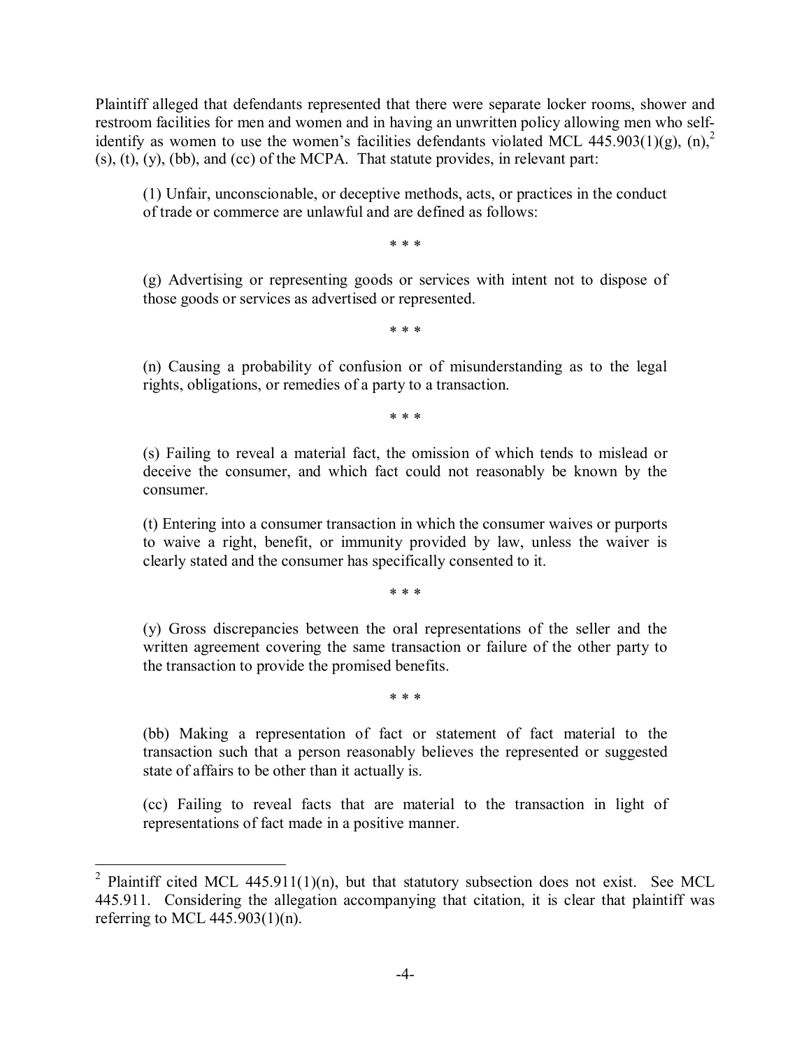Plaintiff alleged that defendants represented that there were separate locker rooms, shower and restroom facilities for men and women and in having an unwritten policy allowing men who self-identify as women to use the women's facilities defendants violated MCL 445.903(1)(g), (n),[2] (s), (t), (y), (bb), and (cc) of the MCPA. That statute provides, in relevant part:

> (1) Unfair, unconscionable, or deceptive methods, acts, or practices in the conduct of trade or commerce are unlawful and are defined as follows:
>
> * * *
>
> (g) Advertising or representing goods or services with intent not to dispose of those goods or services as advertised or represented.
>
> * * *
>
> (n) Causing a probability of confusion or of misunderstanding as to the legal rights, obligations, or remedies of a party to a transaction.
>
> * * *
>
> (s) Failing to reveal a material fact, the omission of which tends to mislead or deceive the consumer, and which fact could not reasonably be known by the consumer.
>
> (t) Entering into a consumer transaction in which the consumer waives or purports to waive a right, benefit, or immunity provided by law, unless the waiver is clearly stated and the consumer has specifically consented to it.
>
> * * *
>
> (y) Gross discrepancies between the oral representations of the seller and the written agreement covering the same transaction or failure of the other party to the transaction to provide the promised benefits.
>
> * * *
>
> (bb) Making a representation of fact or statement of fact material to the transaction such that a person reasonably believes the represented or suggested state of affairs to be other than it actually is.
>
> (cc) Failing to reveal facts that are material to the transaction in light of representations of fact made in a positive manner.

---

[2] Plaintiff cited MCL 445.911(1)(n), but that statutory subsection does not exist. See MCL 445.911. Considering the allegation accompanying that citation, it is clear that plaintiff was referring to MCL 445.903(1)(n).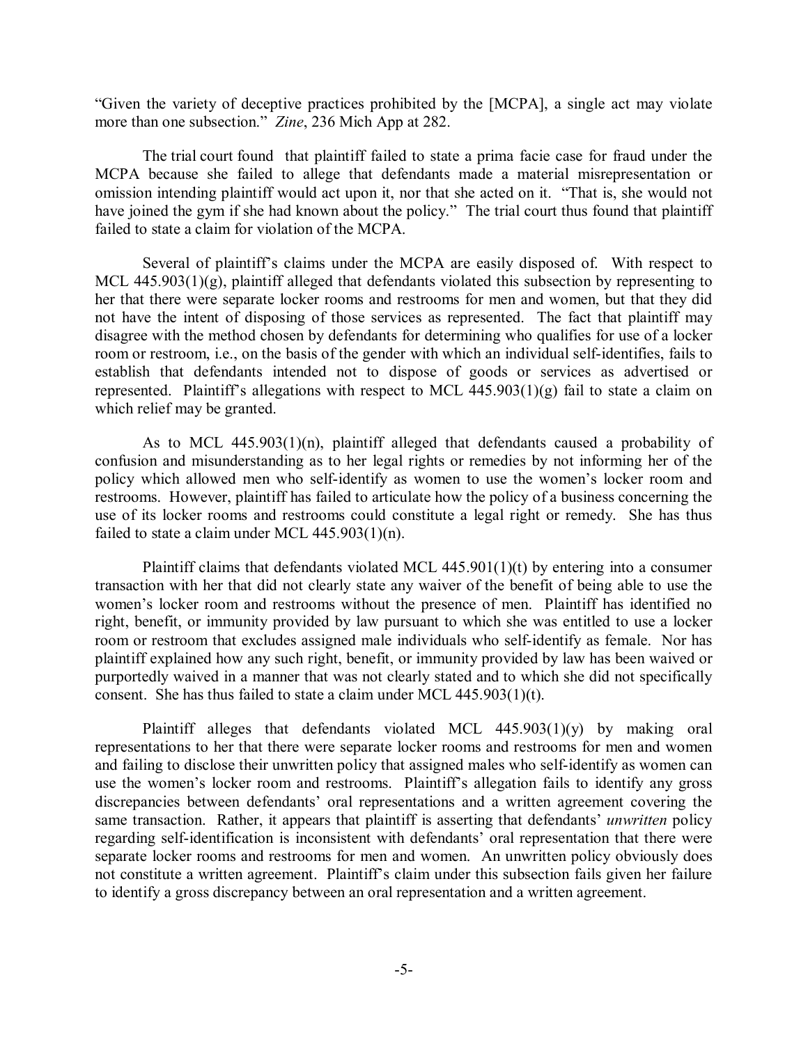"Given the variety of deceptive practices prohibited by the [MCPA], a single act may violate more than one subsection." *Zine*, 236 Mich App at 282.

The trial court found that plaintiff failed to state a prima facie case for fraud under the MCPA because she failed to allege that defendants made a material misrepresentation or omission intending plaintiff would act upon it, nor that she acted on it. "That is, she would not have joined the gym if she had known about the policy." The trial court thus found that plaintiff failed to state a claim for violation of the MCPA.

Several of plaintiff's claims under the MCPA are easily disposed of. With respect to MCL 445.903(1)(g), plaintiff alleged that defendants violated this subsection by representing to her that there were separate locker rooms and restrooms for men and women, but that they did not have the intent of disposing of those services as represented. The fact that plaintiff may disagree with the method chosen by defendants for determining who qualifies for use of a locker room or restroom, i.e., on the basis of the gender with which an individual self-identifies, fails to establish that defendants intended not to dispose of goods or services as advertised or represented. Plaintiff's allegations with respect to MCL 445.903(1)(g) fail to state a claim on which relief may be granted.

As to MCL 445.903(1)(n), plaintiff alleged that defendants caused a probability of confusion and misunderstanding as to her legal rights or remedies by not informing her of the policy which allowed men who self-identify as women to use the women's locker room and restrooms. However, plaintiff has failed to articulate how the policy of a business concerning the use of its locker rooms and restrooms could constitute a legal right or remedy. She has thus failed to state a claim under MCL 445.903(1)(n).

Plaintiff claims that defendants violated MCL 445.901(1)(t) by entering into a consumer transaction with her that did not clearly state any waiver of the benefit of being able to use the women's locker room and restrooms without the presence of men. Plaintiff has identified no right, benefit, or immunity provided by law pursuant to which she was entitled to use a locker room or restroom that excludes assigned male individuals who self-identify as female. Nor has plaintiff explained how any such right, benefit, or immunity provided by law has been waived or purportedly waived in a manner that was not clearly stated and to which she did not specifically consent. She has thus failed to state a claim under MCL 445.903(1)(t).

Plaintiff alleges that defendants violated MCL 445.903(1)(y) by making oral representations to her that there were separate locker rooms and restrooms for men and women and failing to disclose their unwritten policy that assigned males who self-identify as women can use the women's locker room and restrooms. Plaintiff's allegation fails to identify any gross discrepancies between defendants' oral representations and a written agreement covering the same transaction. Rather, it appears that plaintiff is asserting that defendants' *unwritten* policy regarding self-identification is inconsistent with defendants' oral representation that there were separate locker rooms and restrooms for men and women. An unwritten policy obviously does not constitute a written agreement. Plaintiff's claim under this subsection fails given her failure to identify a gross discrepancy between an oral representation and a written agreement.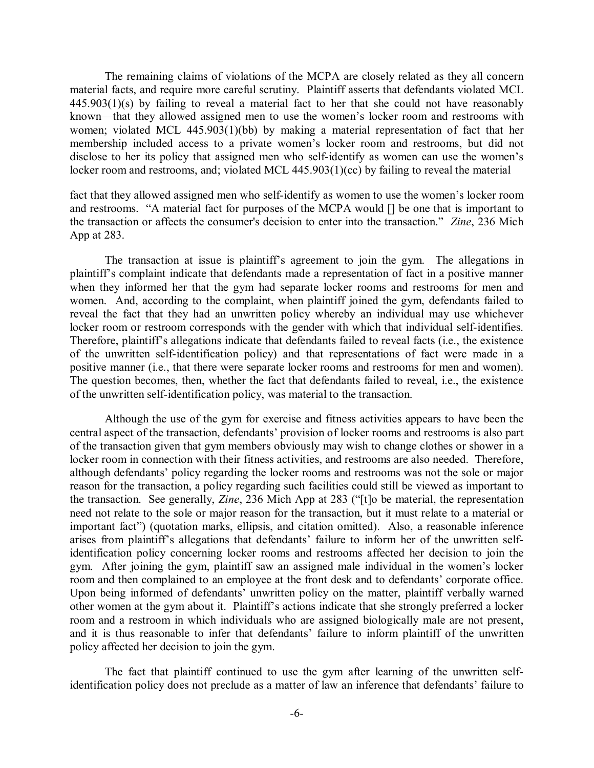The remaining claims of violations of the MCPA are closely related as they all concern material facts, and require more careful scrutiny. Plaintiff asserts that defendants violated MCL 445.903(1)(s) by failing to reveal a material fact to her that she could not have reasonably known—that they allowed assigned men to use the women's locker room and restrooms with women; violated MCL 445.903(1)(bb) by making a material representation of fact that her membership included access to a private women's locker room and restrooms, but did not disclose to her its policy that assigned men who self-identify as women can use the women's locker room and restrooms, and; violated MCL 445.903(1)(cc) by failing to reveal the material fact that they allowed assigned men who self-identify as women to use the women's locker room and restrooms. "A material fact for purposes of the MCPA would [] be one that is important to the transaction or affects the consumer's decision to enter into the transaction." *Zine*, 236 Mich App at 283.

The transaction at issue is plaintiff's agreement to join the gym. The allegations in plaintiff's complaint indicate that defendants made a representation of fact in a positive manner when they informed her that the gym had separate locker rooms and restrooms for men and women. And, according to the complaint, when plaintiff joined the gym, defendants failed to reveal the fact that they had an unwritten policy whereby an individual may use whichever locker room or restroom corresponds with the gender with which that individual self-identifies. Therefore, plaintiff's allegations indicate that defendants failed to reveal facts (i.e., the existence of the unwritten self-identification policy) and that representations of fact were made in a positive manner (i.e., that there were separate locker rooms and restrooms for men and women). The question becomes, then, whether the fact that defendants failed to reveal, i.e., the existence of the unwritten self-identification policy, was material to the transaction.

Although the use of the gym for exercise and fitness activities appears to have been the central aspect of the transaction, defendants' provision of locker rooms and restrooms is also part of the transaction given that gym members obviously may wish to change clothes or shower in a locker room in connection with their fitness activities, and restrooms are also needed. Therefore, although defendants' policy regarding the locker rooms and restrooms was not the sole or major reason for the transaction, a policy regarding such facilities could still be viewed as important to the transaction. See generally, *Zine*, 236 Mich App at 283 ("[t]o be material, the representation need not relate to the sole or major reason for the transaction, but it must relate to a material or important fact") (quotation marks, ellipsis, and citation omitted). Also, a reasonable inference arises from plaintiff's allegations that defendants' failure to inform her of the unwritten self-identification policy concerning locker rooms and restrooms affected her decision to join the gym. After joining the gym, plaintiff saw an assigned male individual in the women's locker room and then complained to an employee at the front desk and to defendants' corporate office. Upon being informed of defendants' unwritten policy on the matter, plaintiff verbally warned other women at the gym about it. Plaintiff's actions indicate that she strongly preferred a locker room and a restroom in which individuals who are assigned biologically male are not present, and it is thus reasonable to infer that defendants' failure to inform plaintiff of the unwritten policy affected her decision to join the gym.

The fact that plaintiff continued to use the gym after learning of the unwritten self-identification policy does not preclude as a matter of law an inference that defendants' failure to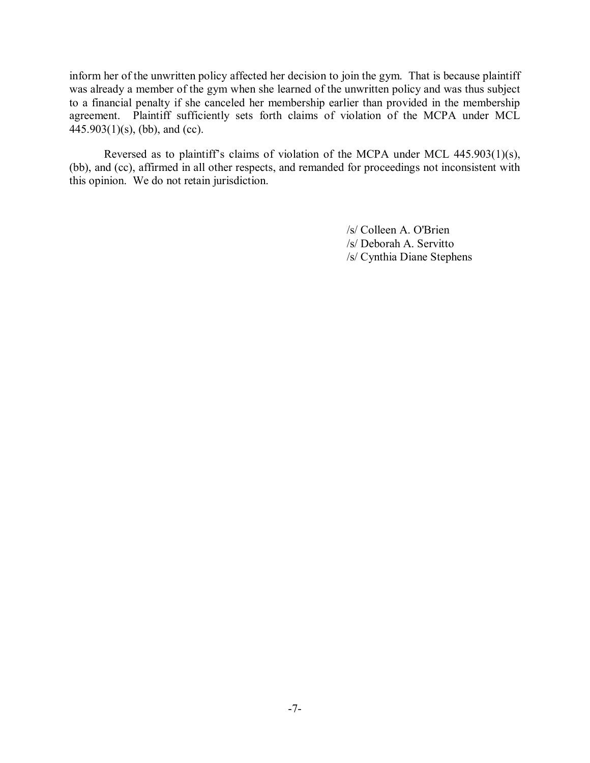inform her of the unwritten policy affected her decision to join the gym. That is because plaintiff was already a member of the gym when she learned of the unwritten policy and was thus subject to a financial penalty if she canceled her membership earlier than provided in the membership agreement. Plaintiff sufficiently sets forth claims of violation of the MCPA under MCL 445.903(1)(s), (bb), and (cc).

Reversed as to plaintiff's claims of violation of the MCPA under MCL 445.903(1)(s), (bb), and (cc), affirmed in all other respects, and remanded for proceedings not inconsistent with this opinion. We do not retain jurisdiction.

/s/ Colleen A. O'Brien  
/s/ Deborah A. Servitto  
/s/ Cynthia Diane Stephens